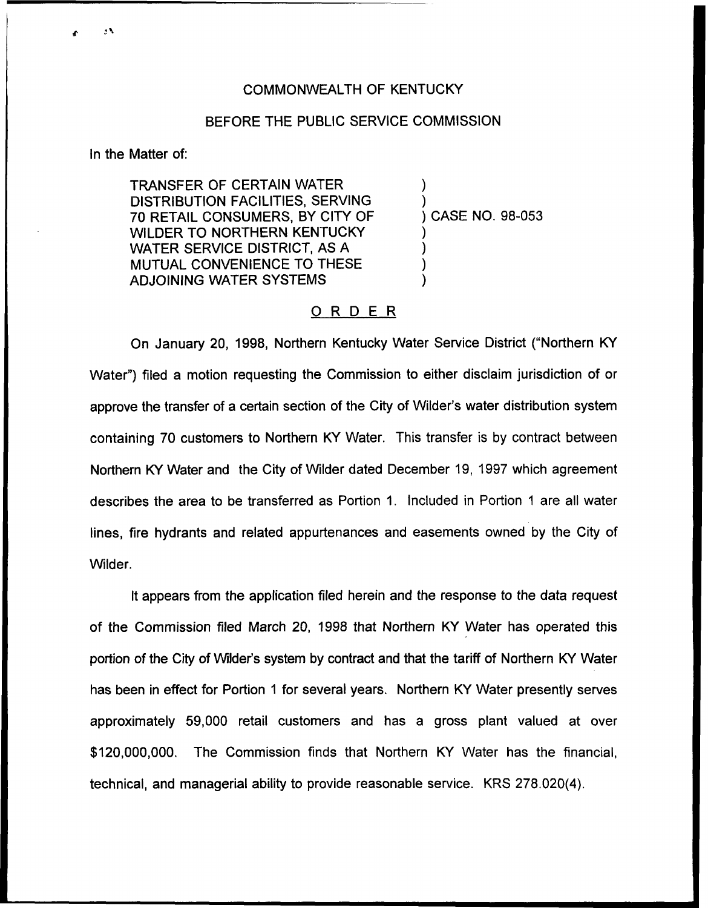COMMONWEALTH OF KENTUCKY

BEFORE THE PUBLIC SERVICE COMMISSION

In the Matter of:

TRANSFER OF CERTAIN WATER DISTRIBUTION FACILITIES, SERVING 70 RETAIL CONSUMERS, BY CITY OF WILDER TO NORTHERN KENTUCKY WATER SERVICE DISTRICT, AS A MUTUAL CONVENIENCE TO THESE ADJOINING WATER SYSTEMS ) CASE NO. 98-053

## ORDER

On January 20, 1998, Northern Kentucky Water Service District ("Northern KY Water") filed a motion requesting the Commission to either disclaim jurisdiction of or approve the transfer of a certain section of the City of Wilder's water distribution system containing 70 customers to Northern KY Water. This transfer is by contract between Northern KY Water and the City of Wilder dated December 19, 1997 which agreement describes the area to be transferred as Portion 1. Included in Portion 1 are all water lines, fire hydrants and related appurtenances and easements owned by the City of Wilder.

It appears from the application filed herein and the response to the data request of the Commission filed March 20, 1998 that Northern KY Water has operated this portion of the City of Wilder's system by contract and that the tariff of Northern KY Water has been in effect for Portion 1 for several years. Northern KY Water presently serves approximately 59,000 retail customers and has a gross plant valued at over $120,000,000. The Commission finds that Northern KY Water has the financial, technical, and managerial ability to provide reasonable service. KRS 278.020(4).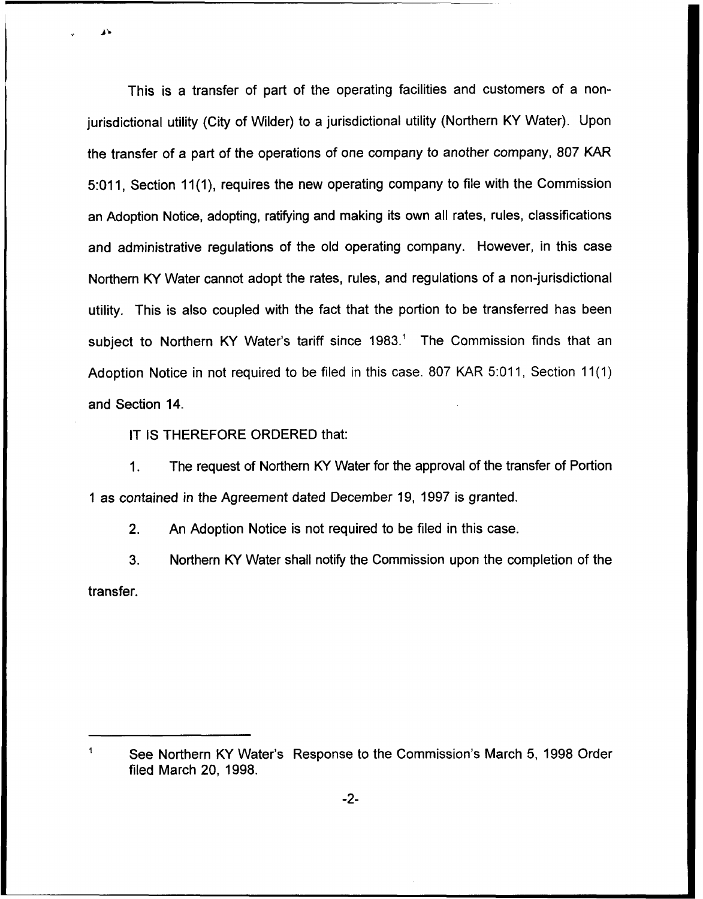This is a transfer of part of the operating facilities and customers of a non-jurisdictional utility (City of Wilder) to a jurisdictional utility (Northern KY Water). Upon the transfer of a part of the operations of one company to another company, 807 KAR 5:011, Section 11(1), requires the new operating company to file with the Commission an Adoption Notice, adopting, ratifying and making its own all rates, rules, classifications and administrative regulations of the old operating company. However, in this case Northern KY Water cannot adopt the rates, rules, and regulations of a non-jurisdictional utility. This is also coupled with the fact that the portion to be transferred has been subject to Northern KY Water's tariff since 1983.[1] The Commission finds that an Adoption Notice in not required to be filed in this case. 807 KAR 5:011, Section 11(1) and Section 14.

IT IS THEREFORE ORDERED that:

1. The request of Northern KY Water for the approval of the transfer of Portion 1 as contained in the Agreement dated December 19, 1997 is granted.

2. An Adoption Notice is not required to be filed in this case.

3. Northern KY Water shall notify the Commission upon the completion of the transfer.

---

[1] See Northern KY Water's Response to the Commission's March 5, 1998 Order filed March 20, 1998.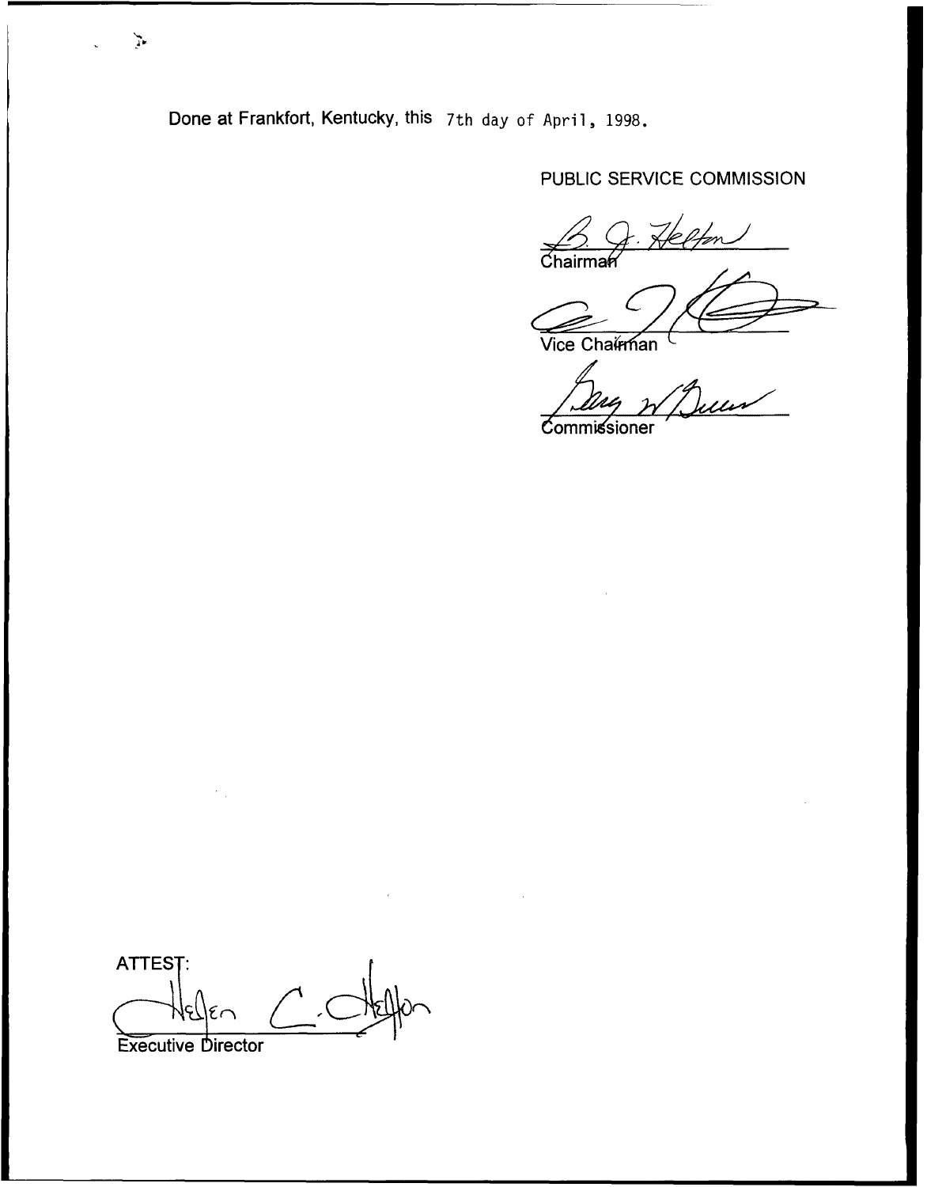Done at Frankfort, Kentucky, this 7th day of April, 1998.

PUBLIC SERVICE COMMISSION

Chairman

Vice Chairman

Commissioner

ATTEST:

Executive Director